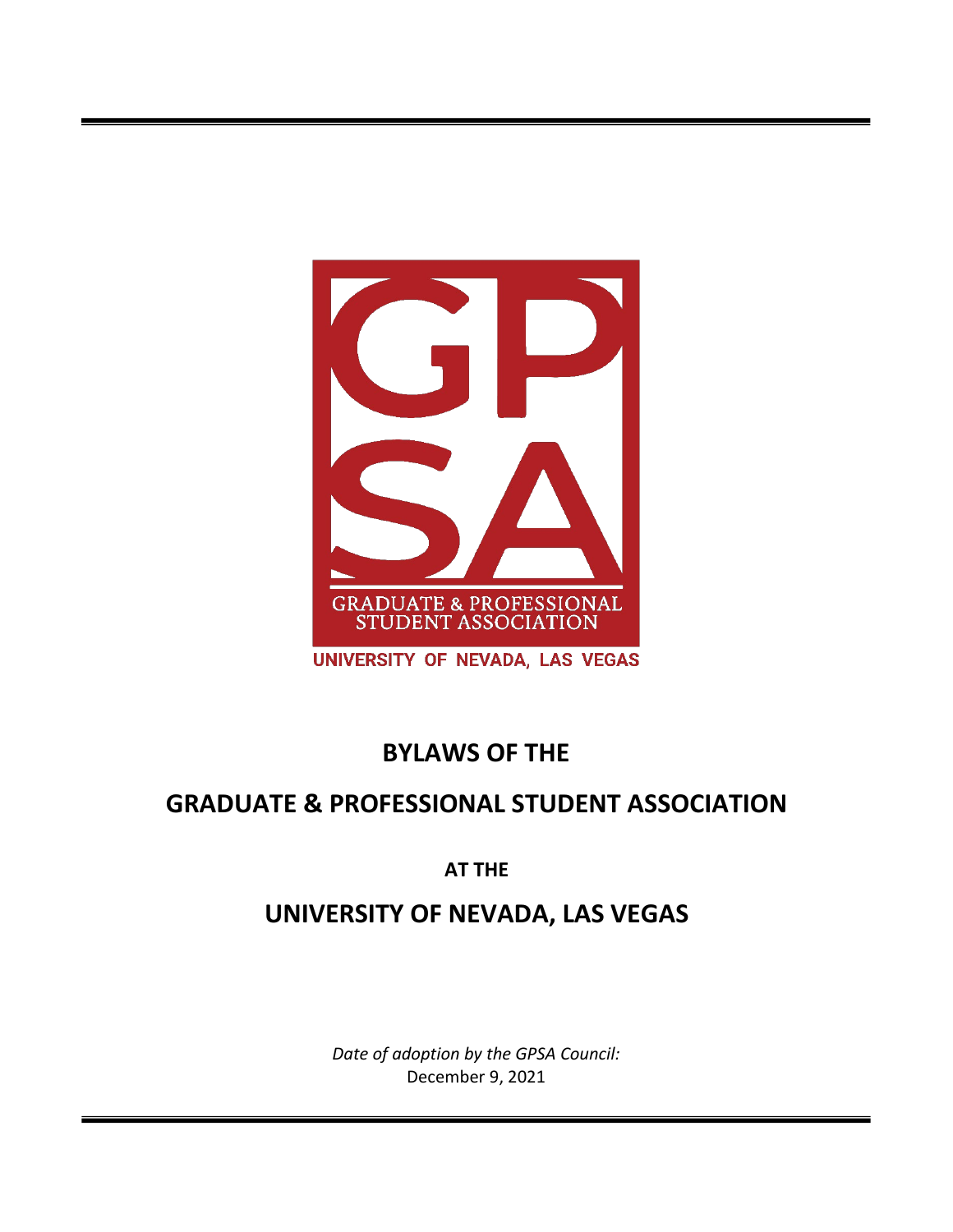GPSA

GRADUATE & PROFESSIONAL STUDENT ASSOCIATION

UNIVERSITY OF NEVADA, LAS VEGAS

# BYLAWS OF THE

# GRADUATE & PROFESSIONAL STUDENT ASSOCIATION

**AT THE**

# UNIVERSITY OF NEVADA, LAS VEGAS

*Date of adoption by the GPSA Council:*
December 9, 2021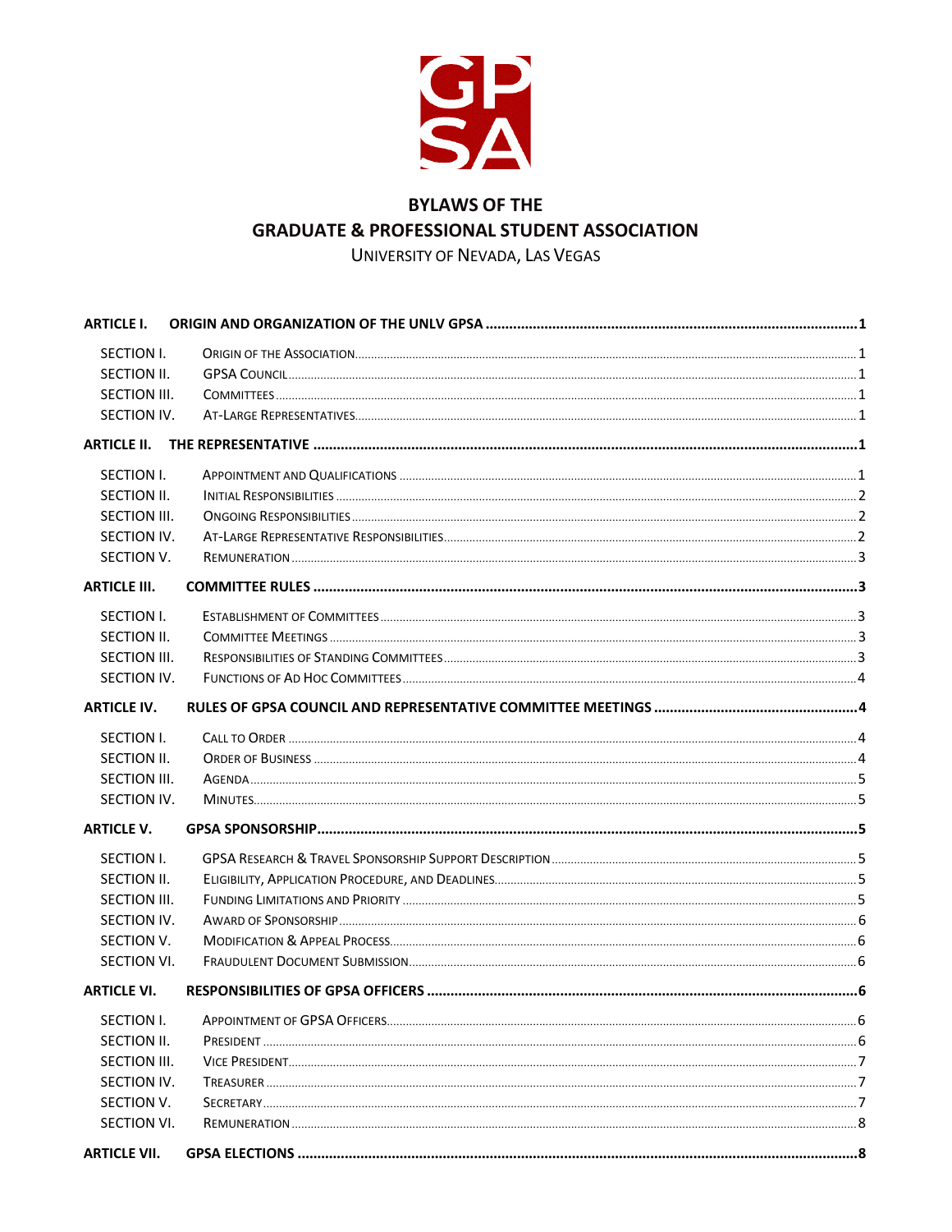# BYLAWS OF THE
# GRADUATE & PROFESSIONAL STUDENT ASSOCIATION

UNIVERSITY OF NEVADA, LAS VEGAS

**ARTICLE I. ORIGIN AND ORGANIZATION OF THE UNLV GPSA** .......... 1

- SECTION I. Origin of the Association .......... 1
- SECTION II. GPSA Council .......... 1
- SECTION III. Committees .......... 1
- SECTION IV. At-Large Representatives .......... 1

**ARTICLE II. THE REPRESENTATIVE** .......... 1

- SECTION I. Appointment and Qualifications .......... 1
- SECTION II. Initial Responsibilities .......... 2
- SECTION III. Ongoing Responsibilities .......... 2
- SECTION IV. At-Large Representative Responsibilities .......... 2
- SECTION V. Remuneration .......... 3

**ARTICLE III. COMMITTEE RULES** .......... 3

- SECTION I. Establishment of Committees .......... 3
- SECTION II. Committee Meetings .......... 3
- SECTION III. Responsibilities of Standing Committees .......... 3
- SECTION IV. Functions of Ad Hoc Committees .......... 4

**ARTICLE IV. RULES OF GPSA COUNCIL AND REPRESENTATIVE COMMITTEE MEETINGS** .......... 4

- SECTION I. Call to Order .......... 4
- SECTION II. Order of Business .......... 4
- SECTION III. Agenda .......... 5
- SECTION IV. Minutes .......... 5

**ARTICLE V. GPSA SPONSORSHIP** .......... 5

- SECTION I. GPSA Research & Travel Sponsorship Support Description .......... 5
- SECTION II. Eligibility, Application Procedure, and Deadlines .......... 5
- SECTION III. Funding Limitations and Priority .......... 5
- SECTION IV. Award of Sponsorship .......... 6
- SECTION V. Modification & Appeal Process .......... 6
- SECTION VI. Fraudulent Document Submission .......... 6

**ARTICLE VI. RESPONSIBILITIES OF GPSA OFFICERS** .......... 6

- SECTION I. Appointment of GPSA Officers .......... 6
- SECTION II. President .......... 6
- SECTION III. Vice President .......... 7
- SECTION IV. Treasurer .......... 7
- SECTION V. Secretary .......... 7
- SECTION VI. Remuneration .......... 8

**ARTICLE VII. GPSA ELECTIONS** .......... 8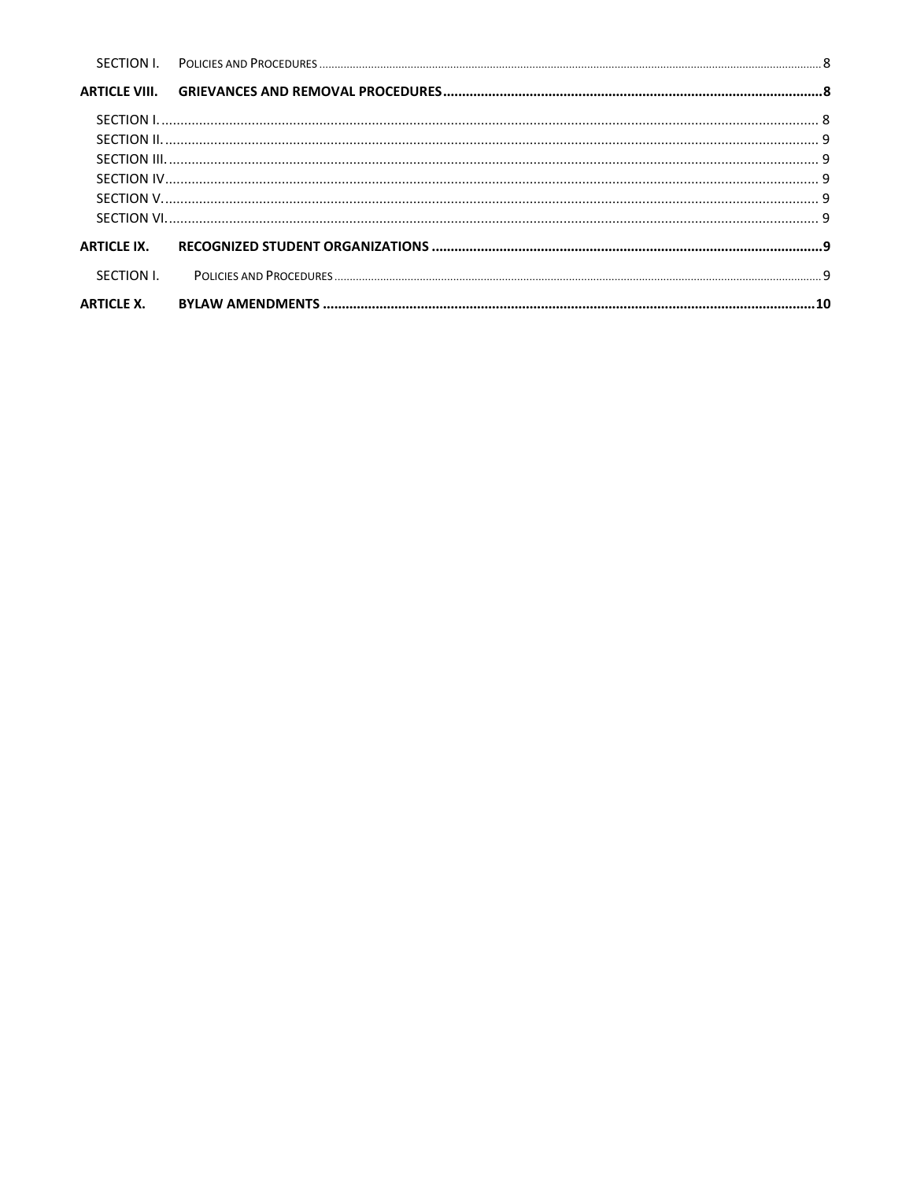SECTION I. POLICIES AND PROCEDURES ........................................................................................................ 8

**ARTICLE VIII. GRIEVANCES AND REMOVAL PROCEDURES ........................................................................................................ 8**

SECTION I. ........................................................................................................ 8
SECTION II. ........................................................................................................ 9
SECTION III. ........................................................................................................ 9
SECTION IV ........................................................................................................ 9
SECTION V. ........................................................................................................ 9
SECTION VI. ........................................................................................................ 9

**ARTICLE IX. RECOGNIZED STUDENT ORGANIZATIONS ........................................................................................................ 9**

SECTION I. POLICIES AND PROCEDURES ........................................................................................................ 9

**ARTICLE X. BYLAW AMENDMENTS ........................................................................................................ 10**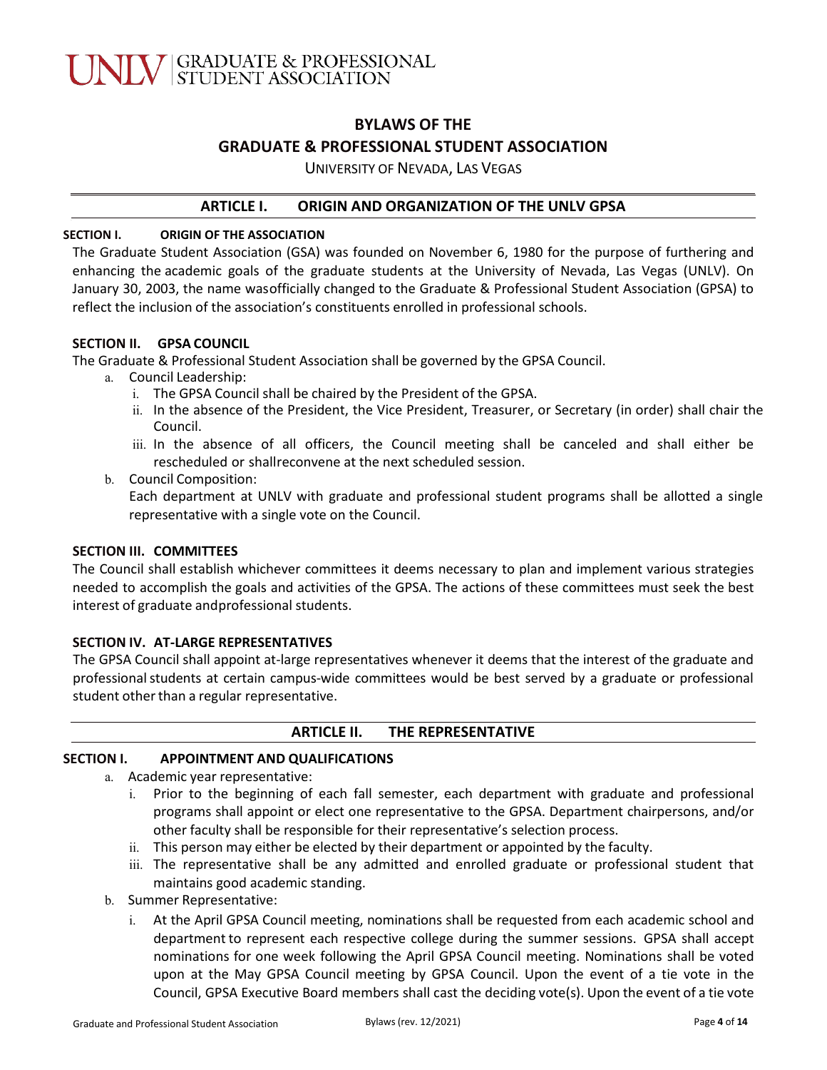# BYLAWS OF THE
# GRADUATE & PROFESSIONAL STUDENT ASSOCIATION

UNIVERSITY OF NEVADA, LAS VEGAS

## ARTICLE I. ORIGIN AND ORGANIZATION OF THE UNLV GPSA

### SECTION I. ORIGIN OF THE ASSOCIATION

The Graduate Student Association (GSA) was founded on November 6, 1980 for the purpose of furthering and enhancing the academic goals of the graduate students at the University of Nevada, Las Vegas (UNLV). On January 30, 2003, the name wasofficially changed to the Graduate & Professional Student Association (GPSA) to reflect the inclusion of the association's constituents enrolled in professional schools.

### SECTION II. GPSA COUNCIL

The Graduate & Professional Student Association shall be governed by the GPSA Council.

- a. Council Leadership:
  - i. The GPSA Council shall be chaired by the President of the GPSA.
  - ii. In the absence of the President, the Vice President, Treasurer, or Secretary (in order) shall chair the Council.
  - iii. In the absence of all officers, the Council meeting shall be canceled and shall either be rescheduled or shallreconvene at the next scheduled session.
- b. Council Composition:
  Each department at UNLV with graduate and professional student programs shall be allotted a single representative with a single vote on the Council.

### SECTION III. COMMITTEES

The Council shall establish whichever committees it deems necessary to plan and implement various strategies needed to accomplish the goals and activities of the GPSA. The actions of these committees must seek the best interest of graduate andprofessional students.

### SECTION IV. AT-LARGE REPRESENTATIVES

The GPSA Council shall appoint at-large representatives whenever it deems that the interest of the graduate and professional students at certain campus-wide committees would be best served by a graduate or professional student other than a regular representative.

## ARTICLE II. THE REPRESENTATIVE

### SECTION I. APPOINTMENT AND QUALIFICATIONS

- a. Academic year representative:
  - i. Prior to the beginning of each fall semester, each department with graduate and professional programs shall appoint or elect one representative to the GPSA. Department chairpersons, and/or other faculty shall be responsible for their representative's selection process.
  - ii. This person may either be elected by their department or appointed by the faculty.
  - iii. The representative shall be any admitted and enrolled graduate or professional student that maintains good academic standing.
- b. Summer Representative:
  - i. At the April GPSA Council meeting, nominations shall be requested from each academic school and department to represent each respective college during the summer sessions. GPSA shall accept nominations for one week following the April GPSA Council meeting. Nominations shall be voted upon at the May GPSA Council meeting by GPSA Council. Upon the event of a tie vote in the Council, GPSA Executive Board members shall cast the deciding vote(s). Upon the event of a tie vote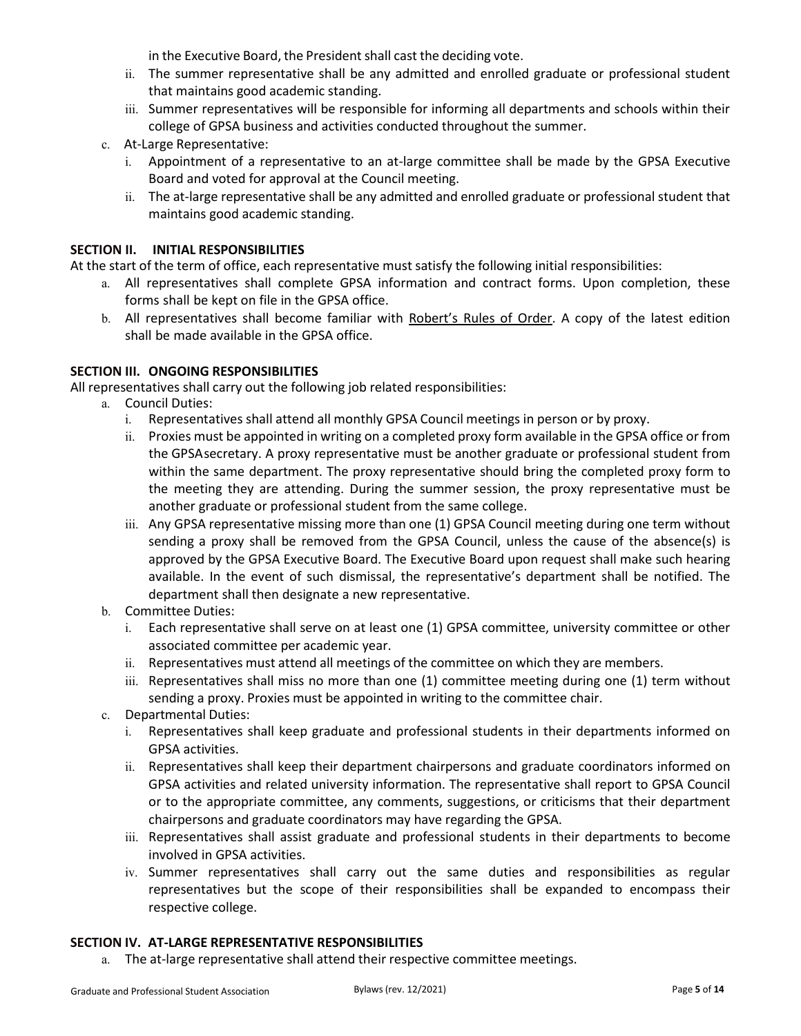in the Executive Board, the President shall cast the deciding vote.

   ii. The summer representative shall be any admitted and enrolled graduate or professional student that maintains good academic standing.
   iii. Summer representatives will be responsible for informing all departments and schools within their college of GPSA business and activities conducted throughout the summer.

c. At-Large Representative:
   i. Appointment of a representative to an at-large committee shall be made by the GPSA Executive Board and voted for approval at the Council meeting.
   ii. The at-large representative shall be any admitted and enrolled graduate or professional student that maintains good academic standing.

**SECTION II. INITIAL RESPONSIBILITIES**

At the start of the term of office, each representative must satisfy the following initial responsibilities:

a. All representatives shall complete GPSA information and contract forms. Upon completion, these forms shall be kept on file in the GPSA office.
b. All representatives shall become familiar with Robert's Rules of Order. A copy of the latest edition shall be made available in the GPSA office.

**SECTION III. ONGOING RESPONSIBILITIES**

All representatives shall carry out the following job related responsibilities:

a. Council Duties:
   i. Representatives shall attend all monthly GPSA Council meetings in person or by proxy.
   ii. Proxies must be appointed in writing on a completed proxy form available in the GPSA office or from the GPSAsecretary. A proxy representative must be another graduate or professional student from within the same department. The proxy representative should bring the completed proxy form to the meeting they are attending. During the summer session, the proxy representative must be another graduate or professional student from the same college.
   iii. Any GPSA representative missing more than one (1) GPSA Council meeting during one term without sending a proxy shall be removed from the GPSA Council, unless the cause of the absence(s) is approved by the GPSA Executive Board. The Executive Board upon request shall make such hearing available. In the event of such dismissal, the representative's department shall be notified. The department shall then designate a new representative.

b. Committee Duties:
   i. Each representative shall serve on at least one (1) GPSA committee, university committee or other associated committee per academic year.
   ii. Representatives must attend all meetings of the committee on which they are members.
   iii. Representatives shall miss no more than one (1) committee meeting during one (1) term without sending a proxy. Proxies must be appointed in writing to the committee chair.

c. Departmental Duties:
   i. Representatives shall keep graduate and professional students in their departments informed on GPSA activities.
   ii. Representatives shall keep their department chairpersons and graduate coordinators informed on GPSA activities and related university information. The representative shall report to GPSA Council or to the appropriate committee, any comments, suggestions, or criticisms that their department chairpersons and graduate coordinators may have regarding the GPSA.
   iii. Representatives shall assist graduate and professional students in their departments to become involved in GPSA activities.
   iv. Summer representatives shall carry out the same duties and responsibilities as regular representatives but the scope of their responsibilities shall be expanded to encompass their respective college.

**SECTION IV. AT-LARGE REPRESENTATIVE RESPONSIBILITIES**

a. The at-large representative shall attend their respective committee meetings.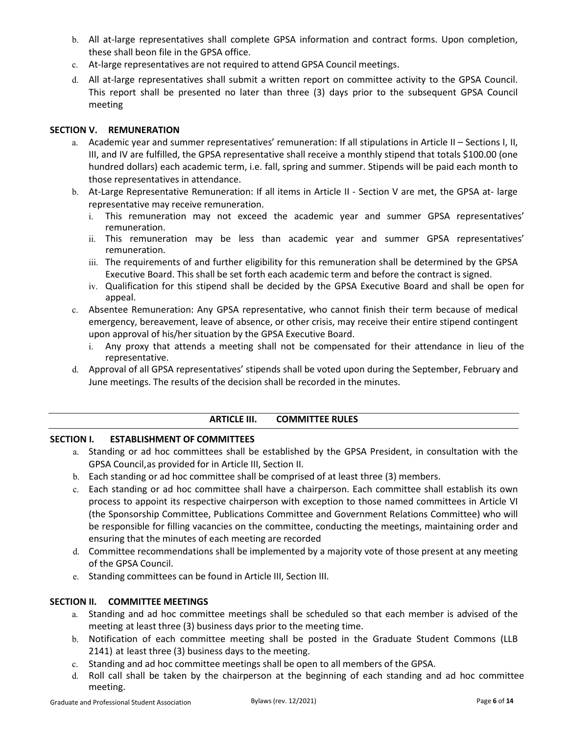b. All at-large representatives shall complete GPSA information and contract forms. Upon completion, these shall beon file in the GPSA office.
c. At-large representatives are not required to attend GPSA Council meetings.
d. All at-large representatives shall submit a written report on committee activity to the GPSA Council. This report shall be presented no later than three (3) days prior to the subsequent GPSA Council meeting

### SECTION V. REMUNERATION

a. Academic year and summer representatives' remuneration: If all stipulations in Article II – Sections I, II, III, and IV are fulfilled, the GPSA representative shall receive a monthly stipend that totals $100.00 (one hundred dollars) each academic term, i.e. fall, spring and summer. Stipends will be paid each month to those representatives in attendance.
b. At-Large Representative Remuneration: If all items in Article II - Section V are met, the GPSA at- large representative may receive remuneration.
   i. This remuneration may not exceed the academic year and summer GPSA representatives' remuneration.
   ii. This remuneration may be less than academic year and summer GPSA representatives' remuneration.
   iii. The requirements of and further eligibility for this remuneration shall be determined by the GPSA Executive Board. This shall be set forth each academic term and before the contract is signed.
   iv. Qualification for this stipend shall be decided by the GPSA Executive Board and shall be open for appeal.
c. Absentee Remuneration: Any GPSA representative, who cannot finish their term because of medical emergency, bereavement, leave of absence, or other crisis, may receive their entire stipend contingent upon approval of his/her situation by the GPSA Executive Board.
   i. Any proxy that attends a meeting shall not be compensated for their attendance in lieu of the representative.
d. Approval of all GPSA representatives' stipends shall be voted upon during the September, February and June meetings. The results of the decision shall be recorded in the minutes.

---

## ARTICLE III. COMMITTEE RULES

---

### SECTION I. ESTABLISHMENT OF COMMITTEES

a. Standing or ad hoc committees shall be established by the GPSA President, in consultation with the GPSA Council,as provided for in Article III, Section II.
b. Each standing or ad hoc committee shall be comprised of at least three (3) members.
c. Each standing or ad hoc committee shall have a chairperson. Each committee shall establish its own process to appoint its respective chairperson with exception to those named committees in Article VI (the Sponsorship Committee, Publications Committee and Government Relations Committee) who will be responsible for filling vacancies on the committee, conducting the meetings, maintaining order and ensuring that the minutes of each meeting are recorded
d. Committee recommendations shall be implemented by a majority vote of those present at any meeting of the GPSA Council.
e. Standing committees can be found in Article III, Section III.

### SECTION II. COMMITTEE MEETINGS

a. Standing and ad hoc committee meetings shall be scheduled so that each member is advised of the meeting at least three (3) business days prior to the meeting time.
b. Notification of each committee meeting shall be posted in the Graduate Student Commons (LLB 2141) at least three (3) business days to the meeting.
c. Standing and ad hoc committee meetings shall be open to all members of the GPSA.
d. Roll call shall be taken by the chairperson at the beginning of each standing and ad hoc committee meeting.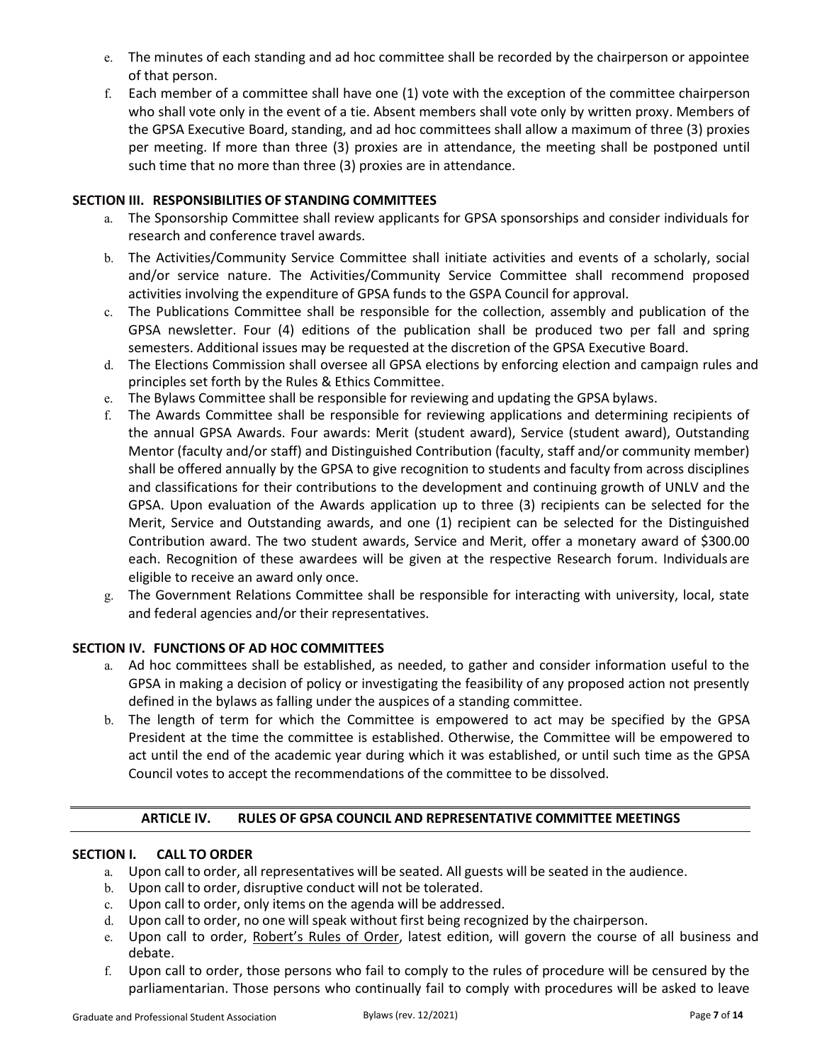e. The minutes of each standing and ad hoc committee shall be recorded by the chairperson or appointee of that person.
f. Each member of a committee shall have one (1) vote with the exception of the committee chairperson who shall vote only in the event of a tie. Absent members shall vote only by written proxy. Members of the GPSA Executive Board, standing, and ad hoc committees shall allow a maximum of three (3) proxies per meeting. If more than three (3) proxies are in attendance, the meeting shall be postponed until such time that no more than three (3) proxies are in attendance.

### SECTION III. RESPONSIBILITIES OF STANDING COMMITTEES

a. The Sponsorship Committee shall review applicants for GPSA sponsorships and consider individuals for research and conference travel awards.
b. The Activities/Community Service Committee shall initiate activities and events of a scholarly, social and/or service nature. The Activities/Community Service Committee shall recommend proposed activities involving the expenditure of GPSA funds to the GSPA Council for approval.
c. The Publications Committee shall be responsible for the collection, assembly and publication of the GPSA newsletter. Four (4) editions of the publication shall be produced two per fall and spring semesters. Additional issues may be requested at the discretion of the GPSA Executive Board.
d. The Elections Commission shall oversee all GPSA elections by enforcing election and campaign rules and principles set forth by the Rules & Ethics Committee.
e. The Bylaws Committee shall be responsible for reviewing and updating the GPSA bylaws.
f. The Awards Committee shall be responsible for reviewing applications and determining recipients of the annual GPSA Awards. Four awards: Merit (student award), Service (student award), Outstanding Mentor (faculty and/or staff) and Distinguished Contribution (faculty, staff and/or community member) shall be offered annually by the GPSA to give recognition to students and faculty from across disciplines and classifications for their contributions to the development and continuing growth of UNLV and the GPSA. Upon evaluation of the Awards application up to three (3) recipients can be selected for the Merit, Service and Outstanding awards, and one (1) recipient can be selected for the Distinguished Contribution award. The two student awards, Service and Merit, offer a monetary award of $300.00 each. Recognition of these awardees will be given at the respective Research forum. Individuals are eligible to receive an award only once.
g. The Government Relations Committee shall be responsible for interacting with university, local, state and federal agencies and/or their representatives.

### SECTION IV. FUNCTIONS OF AD HOC COMMITTEES

a. Ad hoc committees shall be established, as needed, to gather and consider information useful to the GPSA in making a decision of policy or investigating the feasibility of any proposed action not presently defined in the bylaws as falling under the auspices of a standing committee.
b. The length of term for which the Committee is empowered to act may be specified by the GPSA President at the time the committee is established. Otherwise, the Committee will be empowered to act until the end of the academic year during which it was established, or until such time as the GPSA Council votes to accept the recommendations of the committee to be dissolved.

## ARTICLE IV. RULES OF GPSA COUNCIL AND REPRESENTATIVE COMMITTEE MEETINGS

### SECTION I. CALL TO ORDER

a. Upon call to order, all representatives will be seated. All guests will be seated in the audience.
b. Upon call to order, disruptive conduct will not be tolerated.
c. Upon call to order, only items on the agenda will be addressed.
d. Upon call to order, no one will speak without first being recognized by the chairperson.
e. Upon call to order, Robert's Rules of Order, latest edition, will govern the course of all business and debate.
f. Upon call to order, those persons who fail to comply to the rules of procedure will be censured by the parliamentarian. Those persons who continually fail to comply with procedures will be asked to leave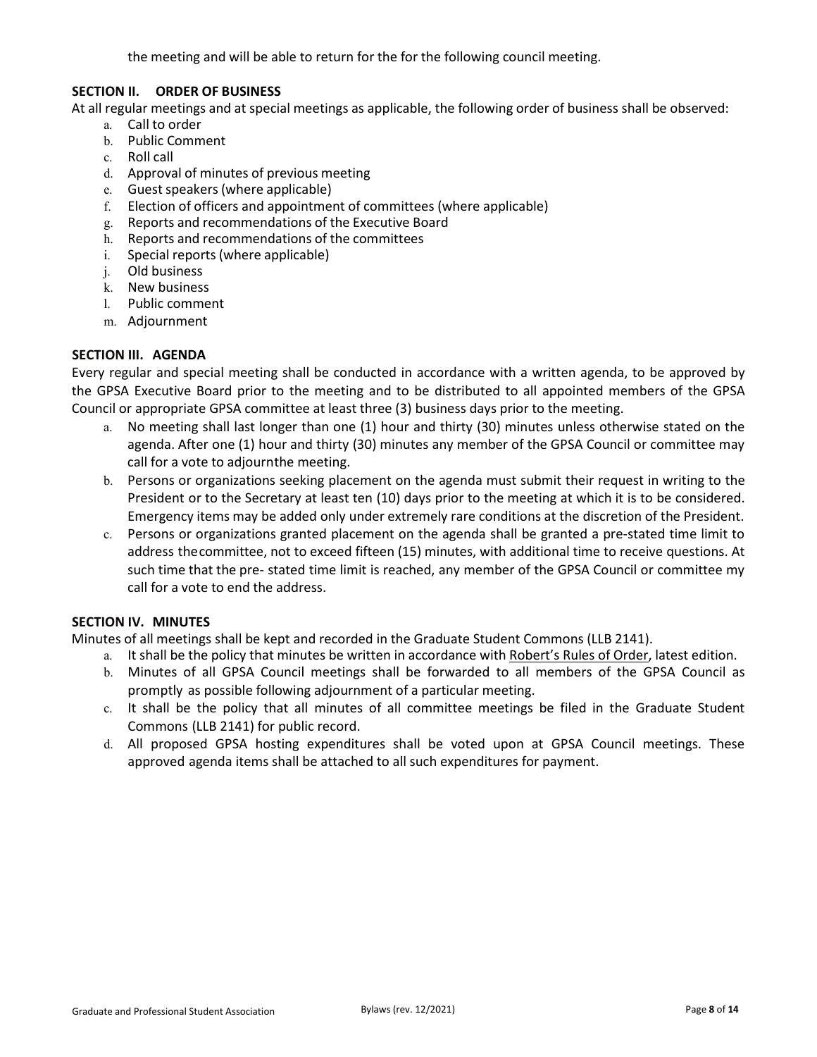the meeting and will be able to return for the for the following council meeting.

### SECTION II. ORDER OF BUSINESS

At all regular meetings and at special meetings as applicable, the following order of business shall be observed:

a. Call to order
b. Public Comment
c. Roll call
d. Approval of minutes of previous meeting
e. Guest speakers (where applicable)
f. Election of officers and appointment of committees (where applicable)
g. Reports and recommendations of the Executive Board
h. Reports and recommendations of the committees
i. Special reports (where applicable)
j. Old business
k. New business
l. Public comment
m. Adjournment

### SECTION III. AGENDA

Every regular and special meeting shall be conducted in accordance with a written agenda, to be approved by the GPSA Executive Board prior to the meeting and to be distributed to all appointed members of the GPSA Council or appropriate GPSA committee at least three (3) business days prior to the meeting.

a. No meeting shall last longer than one (1) hour and thirty (30) minutes unless otherwise stated on the agenda. After one (1) hour and thirty (30) minutes any member of the GPSA Council or committee may call for a vote to adjournthe meeting.
b. Persons or organizations seeking placement on the agenda must submit their request in writing to the President or to the Secretary at least ten (10) days prior to the meeting at which it is to be considered. Emergency items may be added only under extremely rare conditions at the discretion of the President.
c. Persons or organizations granted placement on the agenda shall be granted a pre-stated time limit to address thecommittee, not to exceed fifteen (15) minutes, with additional time to receive questions. At such time that the pre- stated time limit is reached, any member of the GPSA Council or committee my call for a vote to end the address.

### SECTION IV. MINUTES

Minutes of all meetings shall be kept and recorded in the Graduate Student Commons (LLB 2141).

a. It shall be the policy that minutes be written in accordance with Robert's Rules of Order, latest edition.
b. Minutes of all GPSA Council meetings shall be forwarded to all members of the GPSA Council as promptly as possible following adjournment of a particular meeting.
c. It shall be the policy that all minutes of all committee meetings be filed in the Graduate Student Commons (LLB 2141) for public record.
d. All proposed GPSA hosting expenditures shall be voted upon at GPSA Council meetings. These approved agenda items shall be attached to all such expenditures for payment.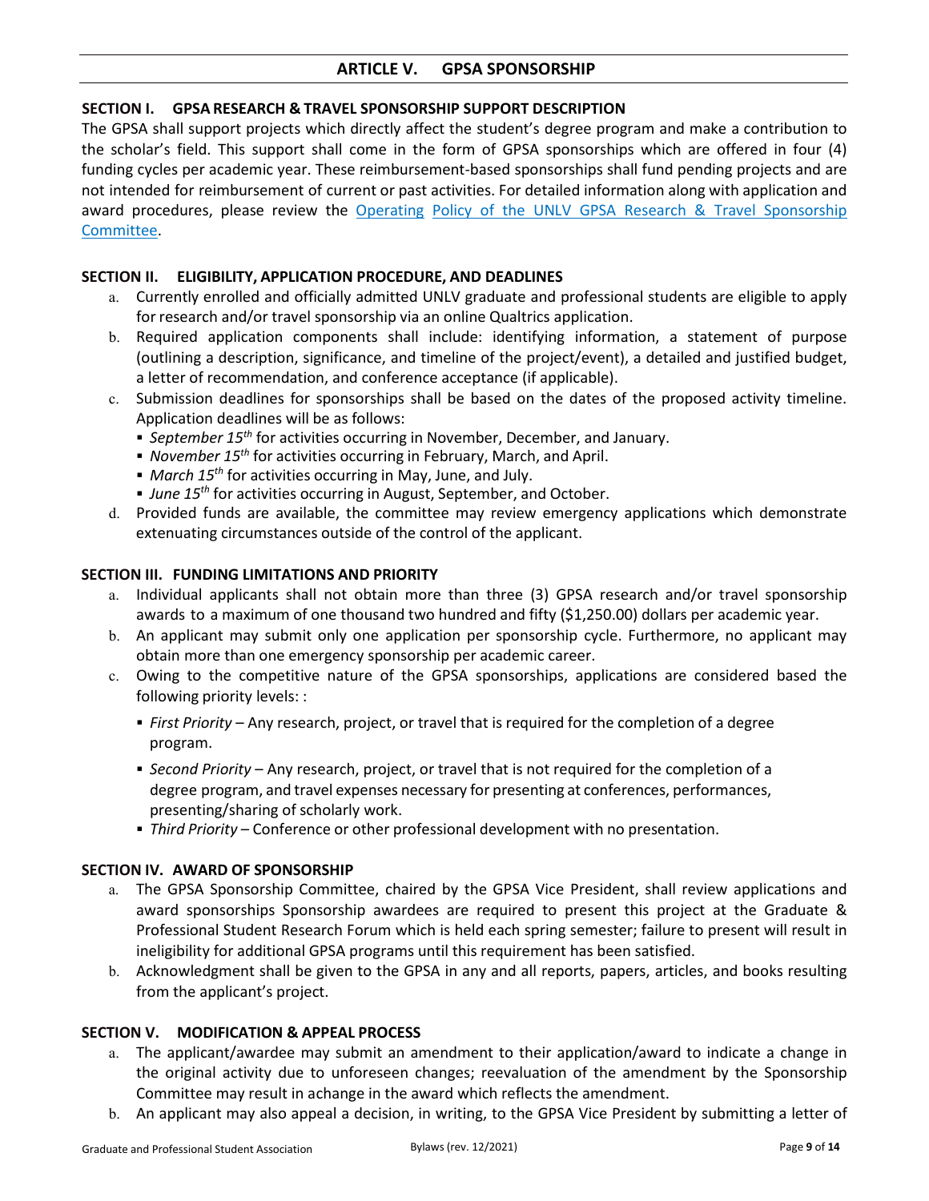## ARTICLE V. GPSA SPONSORSHIP

### SECTION I. GPSA RESEARCH & TRAVEL SPONSORSHIP SUPPORT DESCRIPTION

The GPSA shall support projects which directly affect the student's degree program and make a contribution to the scholar's field. This support shall come in the form of GPSA sponsorships which are offered in four (4) funding cycles per academic year. These reimbursement-based sponsorships shall fund pending projects and are not intended for reimbursement of current or past activities. For detailed information along with application and award procedures, please review the Operating Policy of the UNLV GPSA Research & Travel Sponsorship Committee.

### SECTION II. ELIGIBILITY, APPLICATION PROCEDURE, AND DEADLINES

a. Currently enrolled and officially admitted UNLV graduate and professional students are eligible to apply for research and/or travel sponsorship via an online Qualtrics application.

b. Required application components shall include: identifying information, a statement of purpose (outlining a description, significance, and timeline of the project/event), a detailed and justified budget, a letter of recommendation, and conference acceptance (if applicable).

c. Submission deadlines for sponsorships shall be based on the dates of the proposed activity timeline. Application deadlines will be as follows:
   - *September 15th* for activities occurring in November, December, and January.
   - *November 15th* for activities occurring in February, March, and April.
   - *March 15th* for activities occurring in May, June, and July.
   - *June 15th* for activities occurring in August, September, and October.

d. Provided funds are available, the committee may review emergency applications which demonstrate extenuating circumstances outside of the control of the applicant.

### SECTION III. FUNDING LIMITATIONS AND PRIORITY

a. Individual applicants shall not obtain more than three (3) GPSA research and/or travel sponsorship awards to a maximum of one thousand two hundred and fifty ($1,250.00) dollars per academic year.

b. An applicant may submit only one application per sponsorship cycle. Furthermore, no applicant may obtain more than one emergency sponsorship per academic career.

c. Owing to the competitive nature of the GPSA sponsorships, applications are considered based the following priority levels: :
   - *First Priority* – Any research, project, or travel that is required for the completion of a degree program.
   - *Second Priority* – Any research, project, or travel that is not required for the completion of a degree program, and travel expenses necessary for presenting at conferences, performances, presenting/sharing of scholarly work.
   - *Third Priority* – Conference or other professional development with no presentation.

### SECTION IV. AWARD OF SPONSORSHIP

a. The GPSA Sponsorship Committee, chaired by the GPSA Vice President, shall review applications and award sponsorships Sponsorship awardees are required to present this project at the Graduate & Professional Student Research Forum which is held each spring semester; failure to present will result in ineligibility for additional GPSA programs until this requirement has been satisfied.

b. Acknowledgment shall be given to the GPSA in any and all reports, papers, articles, and books resulting from the applicant's project.

### SECTION V. MODIFICATION & APPEAL PROCESS

a. The applicant/awardee may submit an amendment to their application/award to indicate a change in the original activity due to unforeseen changes; reevaluation of the amendment by the Sponsorship Committee may result in achange in the award which reflects the amendment.

b. An applicant may also appeal a decision, in writing, to the GPSA Vice President by submitting a letter of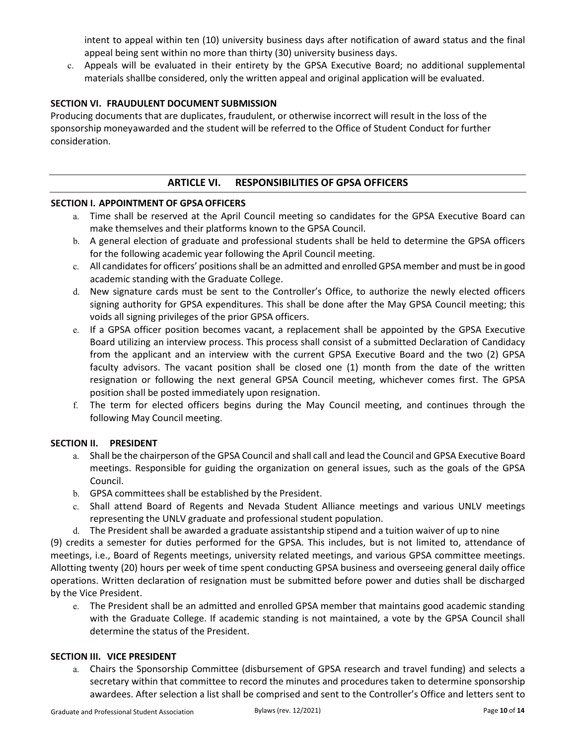intent to appeal within ten (10) university business days after notification of award status and the final appeal being sent within no more than thirty (30) university business days.

c. Appeals will be evaluated in their entirety by the GPSA Executive Board; no additional supplemental materials shallbe considered, only the written appeal and original application will be evaluated.

**SECTION VI. FRAUDULENT DOCUMENT SUBMISSION**

Producing documents that are duplicates, fraudulent, or otherwise incorrect will result in the loss of the sponsorship moneyawarded and the student will be referred to the Office of Student Conduct for further consideration.

## ARTICLE VI. RESPONSIBILITIES OF GPSA OFFICERS

**SECTION I. APPOINTMENT OF GPSA OFFICERS**

a. Time shall be reserved at the April Council meeting so candidates for the GPSA Executive Board can make themselves and their platforms known to the GPSA Council.

b. A general election of graduate and professional students shall be held to determine the GPSA officers for the following academic year following the April Council meeting.

c. All candidates for officers' positions shall be an admitted and enrolled GPSA member and must be in good academic standing with the Graduate College.

d. New signature cards must be sent to the Controller's Office, to authorize the newly elected officers signing authority for GPSA expenditures. This shall be done after the May GPSA Council meeting; this voids all signing privileges of the prior GPSA officers.

e. If a GPSA officer position becomes vacant, a replacement shall be appointed by the GPSA Executive Board utilizing an interview process. This process shall consist of a submitted Declaration of Candidacy from the applicant and an interview with the current GPSA Executive Board and the two (2) GPSA faculty advisors. The vacant position shall be closed one (1) month from the date of the written resignation or following the next general GPSA Council meeting, whichever comes first. The GPSA position shall be posted immediately upon resignation.

f. The term for elected officers begins during the May Council meeting, and continues through the following May Council meeting.

**SECTION II. PRESIDENT**

a. Shall be the chairperson of the GPSA Council and shall call and lead the Council and GPSA Executive Board meetings. Responsible for guiding the organization on general issues, such as the goals of the GPSA Council.

b. GPSA committees shall be established by the President.

c. Shall attend Board of Regents and Nevada Student Alliance meetings and various UNLV meetings representing the UNLV graduate and professional student population.

d. The President shall be awarded a graduate assistantship stipend and a tuition waiver of up to nine (9) credits a semester for duties performed for the GPSA. This includes, but is not limited to, attendance of meetings, i.e., Board of Regents meetings, university related meetings, and various GPSA committee meetings. Allotting twenty (20) hours per week of time spent conducting GPSA business and overseeing general daily office operations. Written declaration of resignation must be submitted before power and duties shall be discharged by the Vice President.

e. The President shall be an admitted and enrolled GPSA member that maintains good academic standing with the Graduate College. If academic standing is not maintained, a vote by the GPSA Council shall determine the status of the President.

**SECTION III. VICE PRESIDENT**

a. Chairs the Sponsorship Committee (disbursement of GPSA research and travel funding) and selects a secretary within that committee to record the minutes and procedures taken to determine sponsorship awardees. After selection a list shall be comprised and sent to the Controller's Office and letters sent to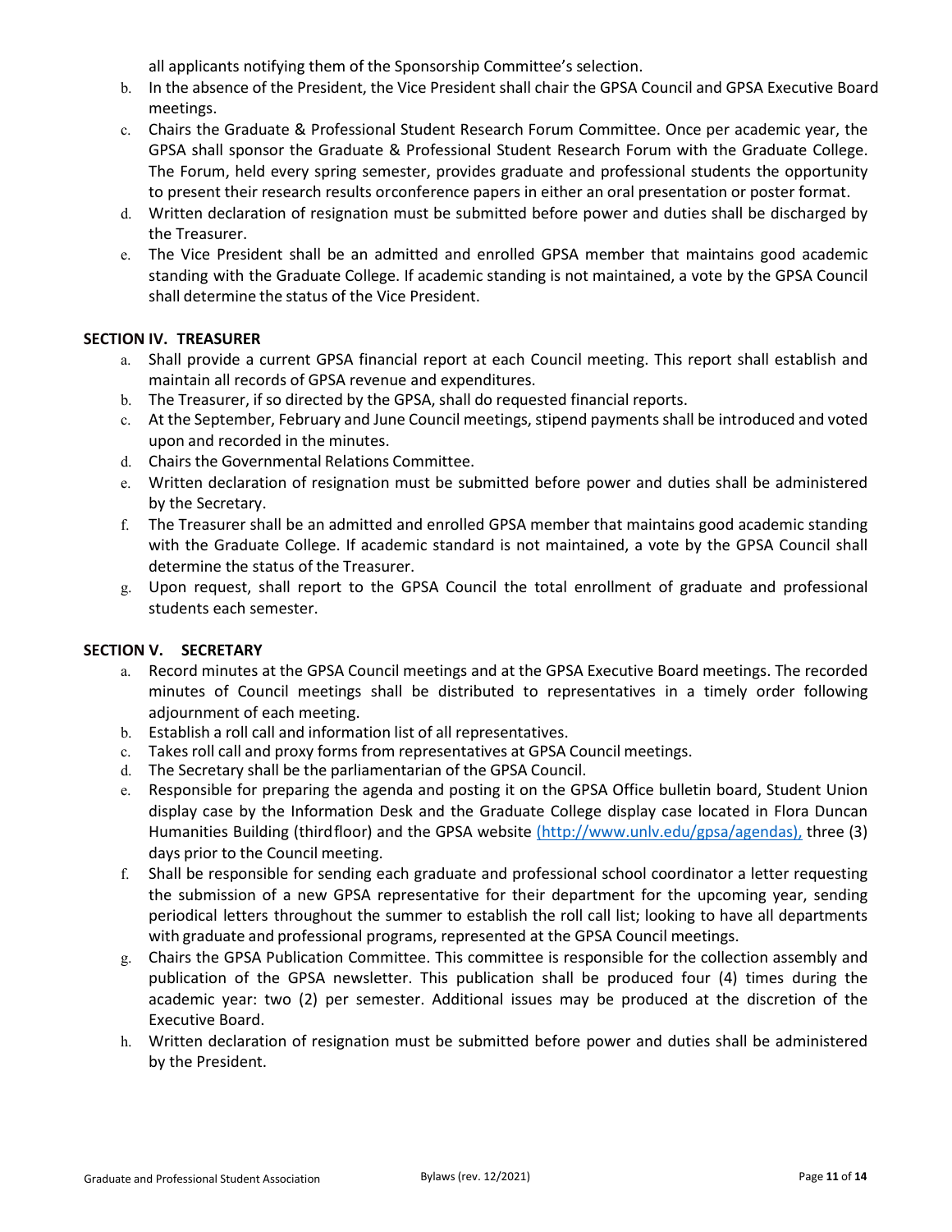all applicants notifying them of the Sponsorship Committee's selection.

b. In the absence of the President, the Vice President shall chair the GPSA Council and GPSA Executive Board meetings.
c. Chairs the Graduate & Professional Student Research Forum Committee. Once per academic year, the GPSA shall sponsor the Graduate & Professional Student Research Forum with the Graduate College. The Forum, held every spring semester, provides graduate and professional students the opportunity to present their research results orconference papers in either an oral presentation or poster format.
d. Written declaration of resignation must be submitted before power and duties shall be discharged by the Treasurer.
e. The Vice President shall be an admitted and enrolled GPSA member that maintains good academic standing with the Graduate College. If academic standing is not maintained, a vote by the GPSA Council shall determine the status of the Vice President.

**SECTION IV. TREASURER**

a. Shall provide a current GPSA financial report at each Council meeting. This report shall establish and maintain all records of GPSA revenue and expenditures.
b. The Treasurer, if so directed by the GPSA, shall do requested financial reports.
c. At the September, February and June Council meetings, stipend payments shall be introduced and voted upon and recorded in the minutes.
d. Chairs the Governmental Relations Committee.
e. Written declaration of resignation must be submitted before power and duties shall be administered by the Secretary.
f. The Treasurer shall be an admitted and enrolled GPSA member that maintains good academic standing with the Graduate College. If academic standard is not maintained, a vote by the GPSA Council shall determine the status of the Treasurer.
g. Upon request, shall report to the GPSA Council the total enrollment of graduate and professional students each semester.

**SECTION V. SECRETARY**

a. Record minutes at the GPSA Council meetings and at the GPSA Executive Board meetings. The recorded minutes of Council meetings shall be distributed to representatives in a timely order following adjournment of each meeting.
b. Establish a roll call and information list of all representatives.
c. Takes roll call and proxy forms from representatives at GPSA Council meetings.
d. The Secretary shall be the parliamentarian of the GPSA Council.
e. Responsible for preparing the agenda and posting it on the GPSA Office bulletin board, Student Union display case by the Information Desk and the Graduate College display case located in Flora Duncan Humanities Building (thirdfloor) and the GPSA website (http://www.unlv.edu/gpsa/agendas), three (3) days prior to the Council meeting.
f. Shall be responsible for sending each graduate and professional school coordinator a letter requesting the submission of a new GPSA representative for their department for the upcoming year, sending periodical letters throughout the summer to establish the roll call list; looking to have all departments with graduate and professional programs, represented at the GPSA Council meetings.
g. Chairs the GPSA Publication Committee. This committee is responsible for the collection assembly and publication of the GPSA newsletter. This publication shall be produced four (4) times during the academic year: two (2) per semester. Additional issues may be produced at the discretion of the Executive Board.
h. Written declaration of resignation must be submitted before power and duties shall be administered by the President.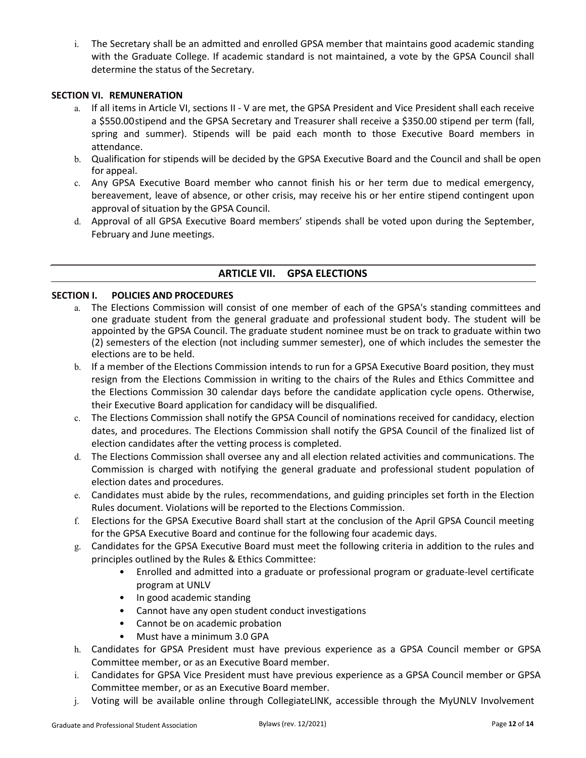i. The Secretary shall be an admitted and enrolled GPSA member that maintains good academic standing with the Graduate College. If academic standard is not maintained, a vote by the GPSA Council shall determine the status of the Secretary.

**SECTION VI. REMUNERATION**

a. If all items in Article VI, sections II - V are met, the GPSA President and Vice President shall each receive a $550.00stipend and the GPSA Secretary and Treasurer shall receive a $350.00 stipend per term (fall, spring and summer). Stipends will be paid each month to those Executive Board members in attendance.

b. Qualification for stipends will be decided by the GPSA Executive Board and the Council and shall be open for appeal.

c. Any GPSA Executive Board member who cannot finish his or her term due to medical emergency, bereavement, leave of absence, or other crisis, may receive his or her entire stipend contingent upon approval of situation by the GPSA Council.

d. Approval of all GPSA Executive Board members' stipends shall be voted upon during the September, February and June meetings.

## ARTICLE VII. GPSA ELECTIONS

**SECTION I. POLICIES AND PROCEDURES**

a. The Elections Commission will consist of one member of each of the GPSA's standing committees and one graduate student from the general graduate and professional student body. The student will be appointed by the GPSA Council. The graduate student nominee must be on track to graduate within two (2) semesters of the election (not including summer semester), one of which includes the semester the elections are to be held.

b. If a member of the Elections Commission intends to run for a GPSA Executive Board position, they must resign from the Elections Commission in writing to the chairs of the Rules and Ethics Committee and the Elections Commission 30 calendar days before the candidate application cycle opens. Otherwise, their Executive Board application for candidacy will be disqualified.

c. The Elections Commission shall notify the GPSA Council of nominations received for candidacy, election dates, and procedures. The Elections Commission shall notify the GPSA Council of the finalized list of election candidates after the vetting process is completed.

d. The Elections Commission shall oversee any and all election related activities and communications. The Commission is charged with notifying the general graduate and professional student population of election dates and procedures.

e. Candidates must abide by the rules, recommendations, and guiding principles set forth in the Election Rules document. Violations will be reported to the Elections Commission.

f. Elections for the GPSA Executive Board shall start at the conclusion of the April GPSA Council meeting for the GPSA Executive Board and continue for the following four academic days.

g. Candidates for the GPSA Executive Board must meet the following criteria in addition to the rules and principles outlined by the Rules & Ethics Committee:

- Enrolled and admitted into a graduate or professional program or graduate-level certificate program at UNLV
- In good academic standing
- Cannot have any open student conduct investigations
- Cannot be on academic probation
- Must have a minimum 3.0 GPA

h. Candidates for GPSA President must have previous experience as a GPSA Council member or GPSA Committee member, or as an Executive Board member.

i. Candidates for GPSA Vice President must have previous experience as a GPSA Council member or GPSA Committee member, or as an Executive Board member.

j. Voting will be available online through CollegiateLINK, accessible through the MyUNLV Involvement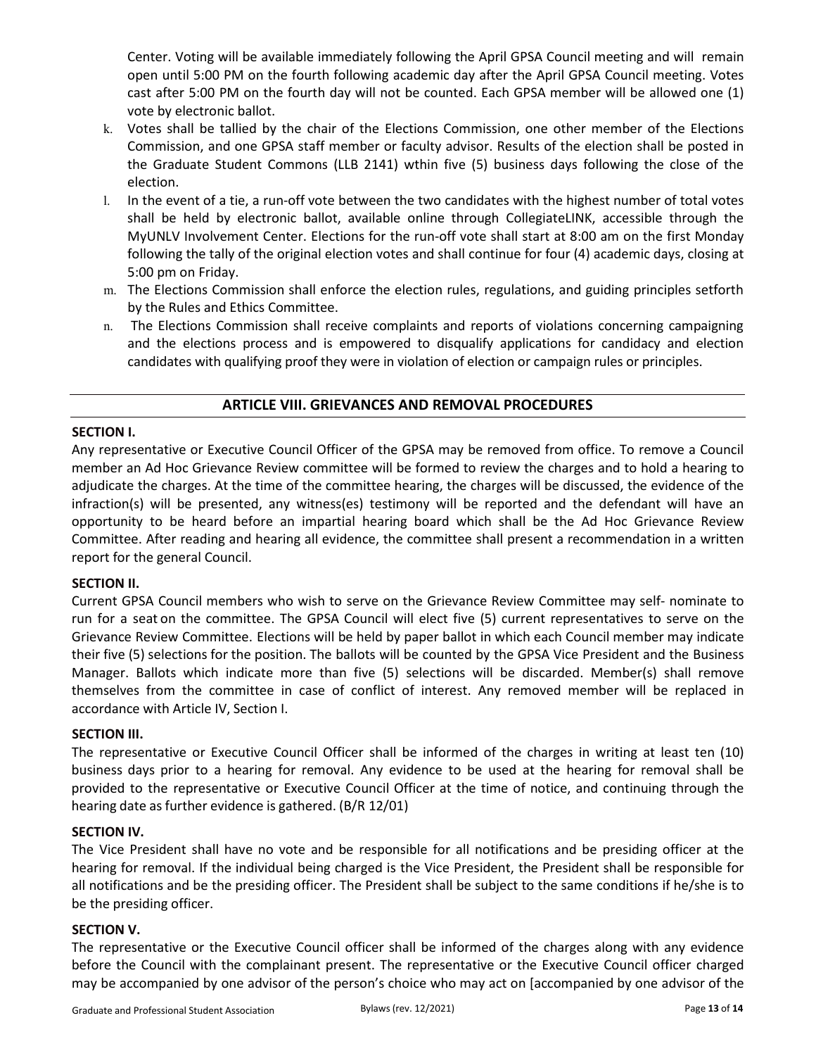Center. Voting will be available immediately following the April GPSA Council meeting and will remain open until 5:00 PM on the fourth following academic day after the April GPSA Council meeting. Votes cast after 5:00 PM on the fourth day will not be counted. Each GPSA member will be allowed one (1) vote by electronic ballot.

k. Votes shall be tallied by the chair of the Elections Commission, one other member of the Elections Commission, and one GPSA staff member or faculty advisor. Results of the election shall be posted in the Graduate Student Commons (LLB 2141) wthin five (5) business days following the close of the election.

l. In the event of a tie, a run-off vote between the two candidates with the highest number of total votes shall be held by electronic ballot, available online through CollegiateLINK, accessible through the MyUNLV Involvement Center. Elections for the run-off vote shall start at 8:00 am on the first Monday following the tally of the original election votes and shall continue for four (4) academic days, closing at 5:00 pm on Friday.

m. The Elections Commission shall enforce the election rules, regulations, and guiding principles setforth by the Rules and Ethics Committee.

n. The Elections Commission shall receive complaints and reports of violations concerning campaigning and the elections process and is empowered to disqualify applications for candidacy and election candidates with qualifying proof they were in violation of election or campaign rules or principles.

## ARTICLE VIII. GRIEVANCES AND REMOVAL PROCEDURES

**SECTION I.**

Any representative or Executive Council Officer of the GPSA may be removed from office. To remove a Council member an Ad Hoc Grievance Review committee will be formed to review the charges and to hold a hearing to adjudicate the charges. At the time of the committee hearing, the charges will be discussed, the evidence of the infraction(s) will be presented, any witness(es) testimony will be reported and the defendant will have an opportunity to be heard before an impartial hearing board which shall be the Ad Hoc Grievance Review Committee. After reading and hearing all evidence, the committee shall present a recommendation in a written report for the general Council.

**SECTION II.**

Current GPSA Council members who wish to serve on the Grievance Review Committee may self- nominate to run for a seat on the committee. The GPSA Council will elect five (5) current representatives to serve on the Grievance Review Committee. Elections will be held by paper ballot in which each Council member may indicate their five (5) selections for the position. The ballots will be counted by the GPSA Vice President and the Business Manager. Ballots which indicate more than five (5) selections will be discarded. Member(s) shall remove themselves from the committee in case of conflict of interest. Any removed member will be replaced in accordance with Article IV, Section I.

**SECTION III.**

The representative or Executive Council Officer shall be informed of the charges in writing at least ten (10) business days prior to a hearing for removal. Any evidence to be used at the hearing for removal shall be provided to the representative or Executive Council Officer at the time of notice, and continuing through the hearing date as further evidence is gathered. (B/R 12/01)

**SECTION IV.**

The Vice President shall have no vote and be responsible for all notifications and be presiding officer at the hearing for removal. If the individual being charged is the Vice President, the President shall be responsible for all notifications and be the presiding officer. The President shall be subject to the same conditions if he/she is to be the presiding officer.

**SECTION V.**

The representative or the Executive Council officer shall be informed of the charges along with any evidence before the Council with the complainant present. The representative or the Executive Council officer charged may be accompanied by one advisor of the person's choice who may act on [accompanied by one advisor of the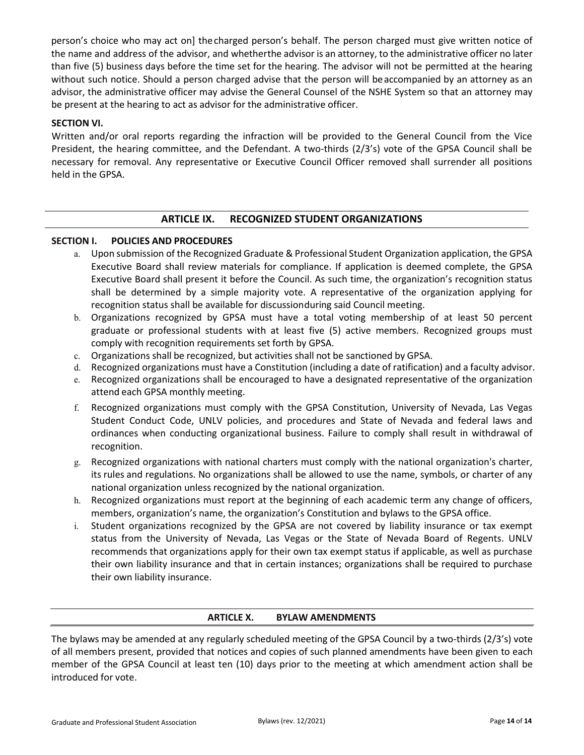person's choice who may act on] the charged person's behalf. The person charged must give written notice of the name and address of the advisor, and whether the advisor is an attorney, to the administrative officer no later than five (5) business days before the time set for the hearing. The advisor will not be permitted at the hearing without such notice. Should a person charged advise that the person will be accompanied by an attorney as an advisor, the administrative officer may advise the General Counsel of the NSHE System so that an attorney may be present at the hearing to act as advisor for the administrative officer.

**SECTION VI.**

Written and/or oral reports regarding the infraction will be provided to the General Council from the Vice President, the hearing committee, and the Defendant. A two-thirds (2/3's) vote of the GPSA Council shall be necessary for removal. Any representative or Executive Council Officer removed shall surrender all positions held in the GPSA.

## ARTICLE IX. RECOGNIZED STUDENT ORGANIZATIONS

**SECTION I. POLICIES AND PROCEDURES**

a. Upon submission of the Recognized Graduate & Professional Student Organization application, the GPSA Executive Board shall review materials for compliance. If application is deemed complete, the GPSA Executive Board shall present it before the Council. As such time, the organization's recognition status shall be determined by a simple majority vote. A representative of the organization applying for recognition status shall be available for discussion during said Council meeting.
b. Organizations recognized by GPSA must have a total voting membership of at least 50 percent graduate or professional students with at least five (5) active members. Recognized groups must comply with recognition requirements set forth by GPSA.
c. Organizations shall be recognized, but activities shall not be sanctioned by GPSA.
d. Recognized organizations must have a Constitution (including a date of ratification) and a faculty advisor.
e. Recognized organizations shall be encouraged to have a designated representative of the organization attend each GPSA monthly meeting.
f. Recognized organizations must comply with the GPSA Constitution, University of Nevada, Las Vegas Student Conduct Code, UNLV policies, and procedures and State of Nevada and federal laws and ordinances when conducting organizational business. Failure to comply shall result in withdrawal of recognition.
g. Recognized organizations with national charters must comply with the national organization's charter, its rules and regulations. No organizations shall be allowed to use the name, symbols, or charter of any national organization unless recognized by the national organization.
h. Recognized organizations must report at the beginning of each academic term any change of officers, members, organization's name, the organization's Constitution and bylaws to the GPSA office.
i. Student organizations recognized by the GPSA are not covered by liability insurance or tax exempt status from the University of Nevada, Las Vegas or the State of Nevada Board of Regents. UNLV recommends that organizations apply for their own tax exempt status if applicable, as well as purchase their own liability insurance and that in certain instances; organizations shall be required to purchase their own liability insurance.

## ARTICLE X. BYLAW AMENDMENTS

The bylaws may be amended at any regularly scheduled meeting of the GPSA Council by a two-thirds (2/3's) vote of all members present, provided that notices and copies of such planned amendments have been given to each member of the GPSA Council at least ten (10) days prior to the meeting at which amendment action shall be introduced for vote.